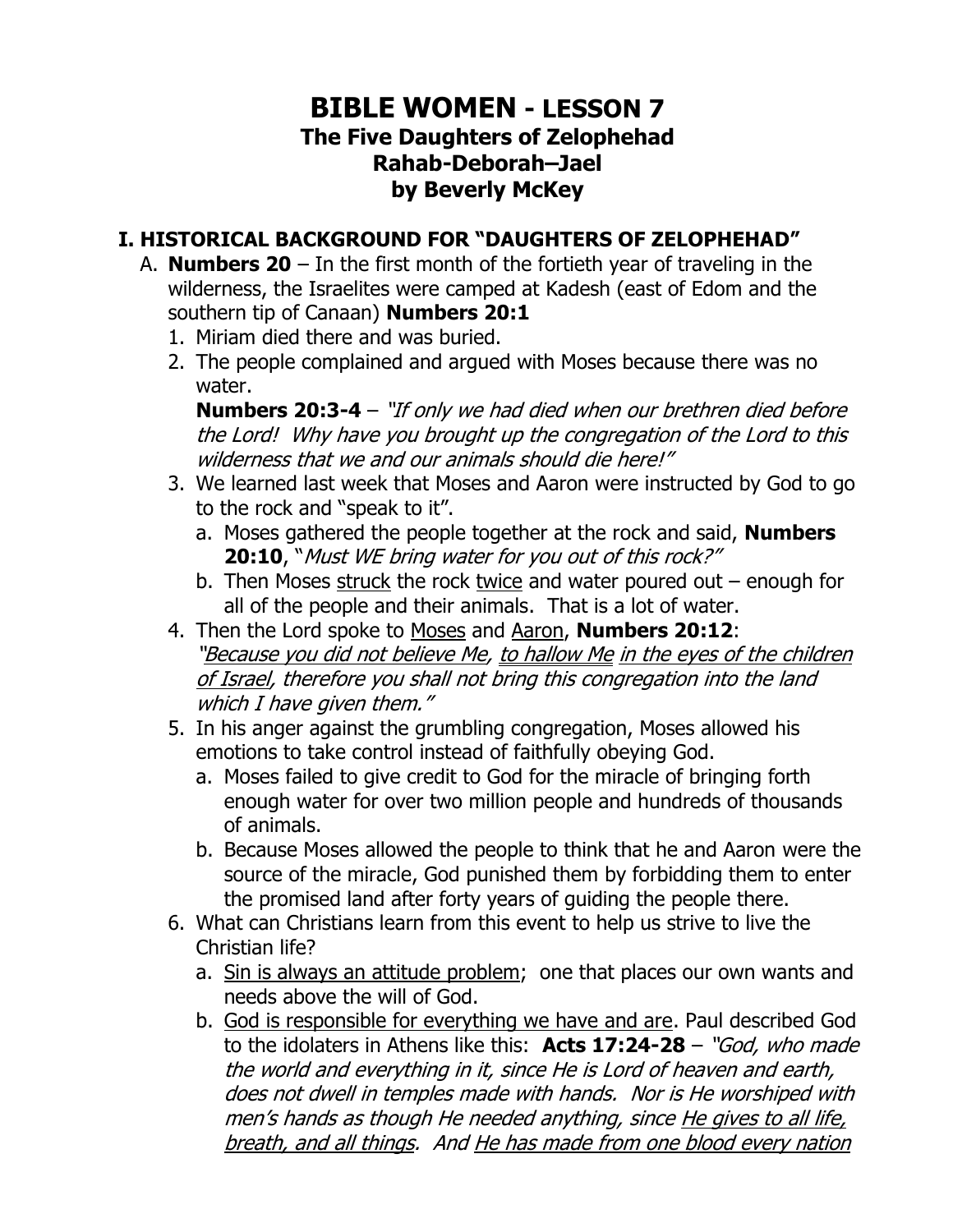# BIBLE WOMEN - LESSON 7

## The Five Daughters of Zelophehad
## Rahab-Deborah–Jael
## by Beverly McKey

### I. HISTORICAL BACKGROUND FOR "DAUGHTERS OF ZELOPHEHAD"

A. **Numbers 20** – In the first month of the fortieth year of traveling in the wilderness, the Israelites were camped at Kadesh (east of Edom and the southern tip of Canaan) **Numbers 20:1**

1. Miriam died there and was buried.
2. The people complained and argued with Moses because there was no water.
   **Numbers 20:3-4** – *"If only we had died when our brethren died before the Lord! Why have you brought up the congregation of the Lord to this wilderness that we and our animals should die here!"*
3. We learned last week that Moses and Aaron were instructed by God to go to the rock and "speak to it".
   a. Moses gathered the people together at the rock and said, **Numbers 20:10**, "*Must WE bring water for you out of this rock?"*
   b. Then Moses <u>struck</u> the rock <u>twice</u> and water poured out – enough for all of the people and their animals. That is a lot of water.
4. Then the Lord spoke to <u>Moses</u> and <u>Aaron</u>, **Numbers 20:12**:
   *"<u>Because you did not believe Me</u>, <u>to hallow Me</u> <u>in the eyes of the children of Israel</u>, therefore you shall not bring this congregation into the land which I have given them."*
5. In his anger against the grumbling congregation, Moses allowed his emotions to take control instead of faithfully obeying God.
   a. Moses failed to give credit to God for the miracle of bringing forth enough water for over two million people and hundreds of thousands of animals.
   b. Because Moses allowed the people to think that he and Aaron were the source of the miracle, God punished them by forbidding them to enter the promised land after forty years of guiding the people there.
6. What can Christians learn from this event to help us strive to live the Christian life?
   a. <u>Sin is always an attitude problem</u>; one that places our own wants and needs above the will of God.
   b. <u>God is responsible for everything we have and are</u>. Paul described God to the idolaters in Athens like this: **Acts 17:24-28** – *"God, who made the world and everything in it, since He is Lord of heaven and earth, does not dwell in temples made with hands. Nor is He worshiped with men's hands as though He needed anything, since <u>He gives to all life, breath, and all things</u>. And <u>He has made from one blood every nation</u>*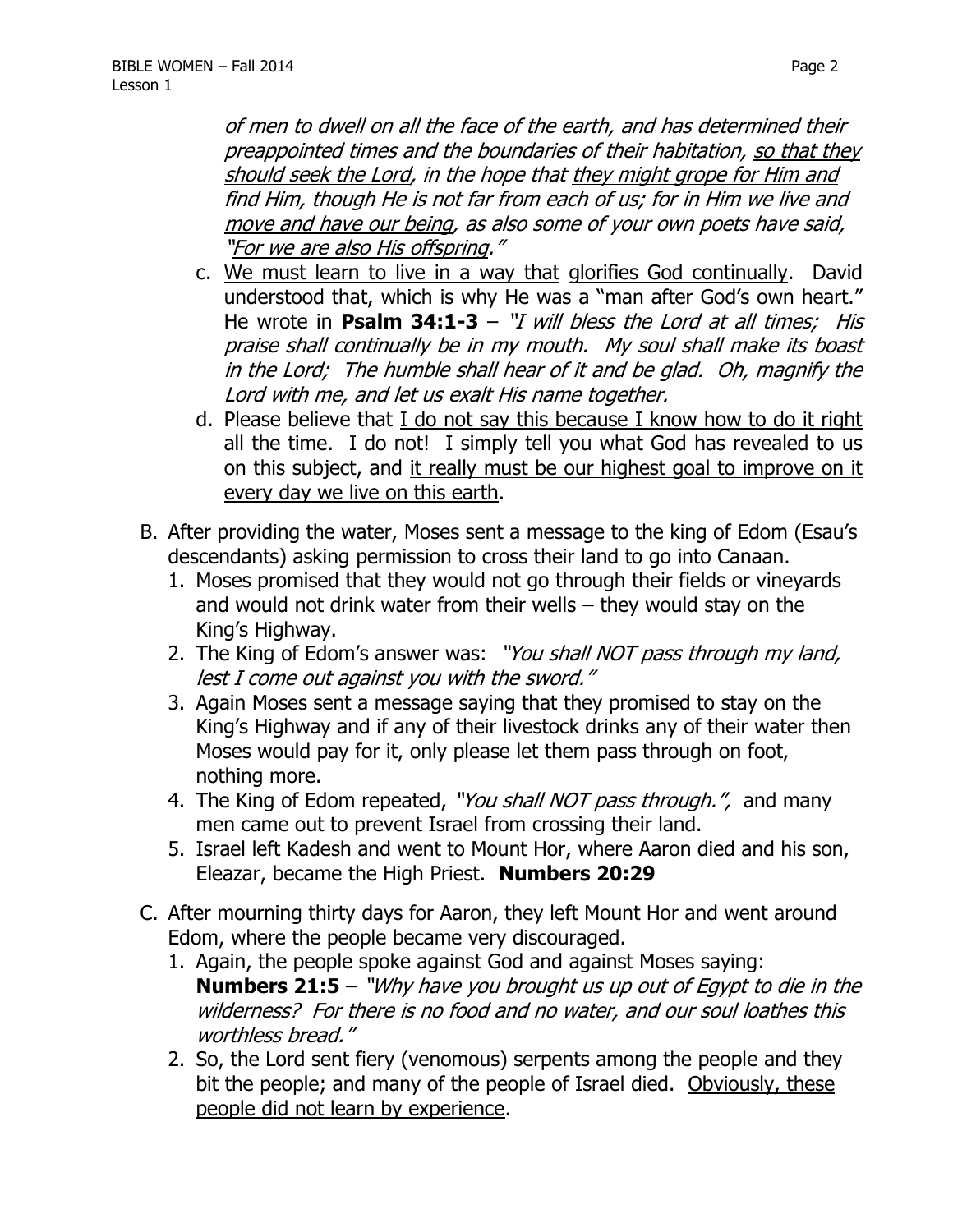*<u>of men to dwell on all the face of the earth</u>, and has determined their preappointed times and the boundaries of their habitation, <u>so that they should seek the Lord</u>, in the hope that <u>they might grope for Him and find Him</u>, though He is not far from each of us; for <u>in Him we live and move and have our being</u>, as also some of your own poets have said, "<u>For we are also His offspring</u>."*

c. <u>We must learn to live in a way that</u> <u>glorifies God continually</u>. David understood that, which is why He was a "man after God's own heart." He wrote in **Psalm 34:1-3** – *"I will bless the Lord at all times; His praise shall continually be in my mouth. My soul shall make its boast in the Lord; The humble shall hear of it and be glad. Oh, magnify the Lord with me, and let us exalt His name together.*

d. Please believe that <u>I do not say this because I know how to do it right all the time</u>. I do not! I simply tell you what God has revealed to us on this subject, and <u>it really must be our highest goal to improve on it every day we live on this earth</u>.

B. After providing the water, Moses sent a message to the king of Edom (Esau's descendants) asking permission to cross their land to go into Canaan.
   1. Moses promised that they would not go through their fields or vineyards and would not drink water from their wells – they would stay on the King's Highway.
   2. The King of Edom's answer was: *"You shall NOT pass through my land, lest I come out against you with the sword."*
   3. Again Moses sent a message saying that they promised to stay on the King's Highway and if any of their livestock drinks any of their water then Moses would pay for it, only please let them pass through on foot, nothing more.
   4. The King of Edom repeated, *"You shall NOT pass through.",* and many men came out to prevent Israel from crossing their land.
   5. Israel left Kadesh and went to Mount Hor, where Aaron died and his son, Eleazar, became the High Priest. **Numbers 20:29**

C. After mourning thirty days for Aaron, they left Mount Hor and went around Edom, where the people became very discouraged.
   1. Again, the people spoke against God and against Moses saying: **Numbers 21:5** – *"Why have you brought us up out of Egypt to die in the wilderness? For there is no food and no water, and our soul loathes this worthless bread."*
   2. So, the Lord sent fiery (venomous) serpents among the people and they bit the people; and many of the people of Israel died. <u>Obviously, these people did not learn by experience</u>.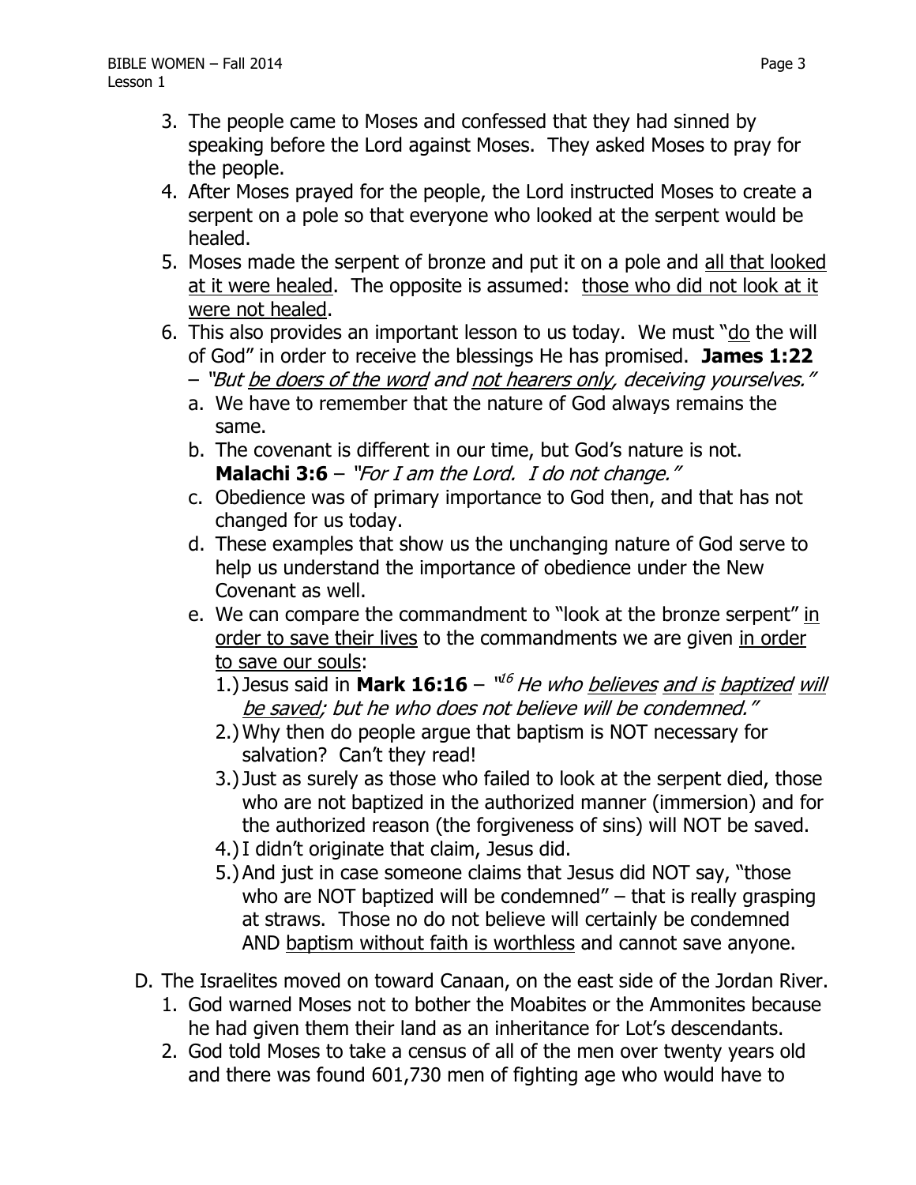3. The people came to Moses and confessed that they had sinned by speaking before the Lord against Moses. They asked Moses to pray for the people.
4. After Moses prayed for the people, the Lord instructed Moses to create a serpent on a pole so that everyone who looked at the serpent would be healed.
5. Moses made the serpent of bronze and put it on a pole and <u>all that looked at it were healed</u>. The opposite is assumed: <u>those who did not look at it were not healed</u>.
6. This also provides an important lesson to us today. We must "<u>do</u> the will of God" in order to receive the blessings He has promised. **James 1:22** – *"But <u>be doers of the word</u> and <u>not hearers only</u>, deceiving yourselves."*
   a. We have to remember that the nature of God always remains the same.
   b. The covenant is different in our time, but God's nature is not. **Malachi 3:6** – *"For I am the Lord. I do not change."*
   c. Obedience was of primary importance to God then, and that has not changed for us today.
   d. These examples that show us the unchanging nature of God serve to help us understand the importance of obedience under the New Covenant as well.
   e. We can compare the commandment to "look at the bronze serpent" <u>in order to save their lives</u> to the commandments we are given <u>in order to save our souls</u>:
      1.) Jesus said in **Mark 16:16** – *"[16] He who <u>believes</u> <u>and is</u> <u>baptized</u> <u>will be saved</u>; but he who does not believe will be condemned."*
      2.) Why then do people argue that baptism is NOT necessary for salvation? Can't they read!
      3.) Just as surely as those who failed to look at the serpent died, those who are not baptized in the authorized manner (immersion) and for the authorized reason (the forgiveness of sins) will NOT be saved.
      4.) I didn't originate that claim, Jesus did.
      5.) And just in case someone claims that Jesus did NOT say, "those who are NOT baptized will be condemned" – that is really grasping at straws. Those no do not believe will certainly be condemned AND <u>baptism without faith is worthless</u> and cannot save anyone.

D. The Israelites moved on toward Canaan, on the east side of the Jordan River.
   1. God warned Moses not to bother the Moabites or the Ammonites because he had given them their land as an inheritance for Lot's descendants.
   2. God told Moses to take a census of all of the men over twenty years old and there was found 601,730 men of fighting age who would have to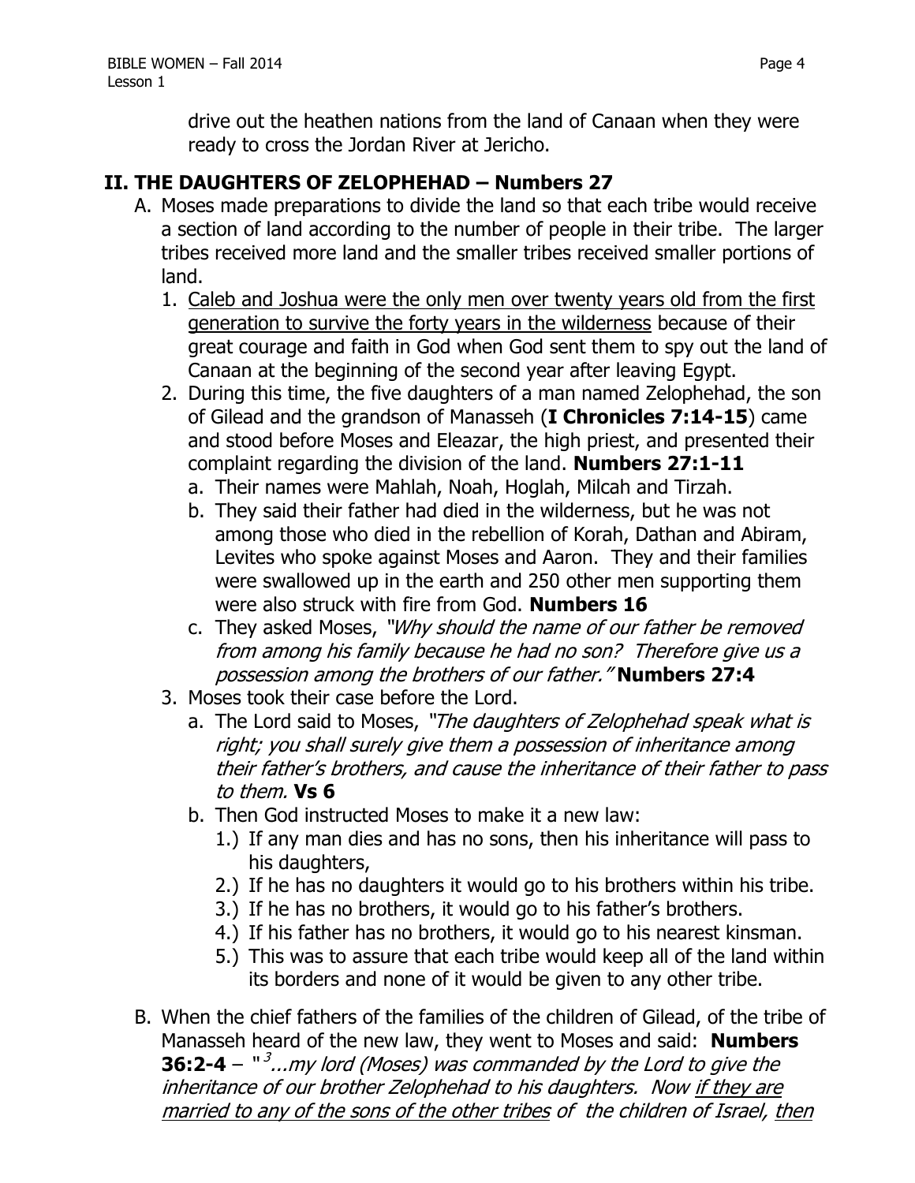drive out the heathen nations from the land of Canaan when they were ready to cross the Jordan River at Jericho.

## II. THE DAUGHTERS OF ZELOPHEHAD – Numbers 27

A. Moses made preparations to divide the land so that each tribe would receive a section of land according to the number of people in their tribe. The larger tribes received more land and the smaller tribes received smaller portions of land.

1. <u>Caleb and Joshua were the only men over twenty years old from the first generation to survive the forty years in the wilderness</u> because of their great courage and faith in God when God sent them to spy out the land of Canaan at the beginning of the second year after leaving Egypt.
2. During this time, the five daughters of a man named Zelophehad, the son of Gilead and the grandson of Manasseh (**I Chronicles 7:14-15**) came and stood before Moses and Eleazar, the high priest, and presented their complaint regarding the division of the land. **Numbers 27:1-11**
   a. Their names were Mahlah, Noah, Hoglah, Milcah and Tirzah.
   b. They said their father had died in the wilderness, but he was not among those who died in the rebellion of Korah, Dathan and Abiram, Levites who spoke against Moses and Aaron. They and their families were swallowed up in the earth and 250 other men supporting them were also struck with fire from God. **Numbers 16**
   c. They asked Moses, *"Why should the name of our father be removed from among his family because he had no son? Therefore give us a possession among the brothers of our father."* **Numbers 27:4**
3. Moses took their case before the Lord.
   a. The Lord said to Moses, *"The daughters of Zelophehad speak what is right; you shall surely give them a possession of inheritance among their father's brothers, and cause the inheritance of their father to pass to them.* **Vs 6**
   b. Then God instructed Moses to make it a new law:
      1.) If any man dies and has no sons, then his inheritance will pass to his daughters,
      2.) If he has no daughters it would go to his brothers within his tribe.
      3.) If he has no brothers, it would go to his father's brothers.
      4.) If his father has no brothers, it would go to his nearest kinsman.
      5.) This was to assure that each tribe would keep all of the land within its borders and none of it would be given to any other tribe.

B. When the chief fathers of the families of the children of Gilead, of the tribe of Manasseh heard of the new law, they went to Moses and said: **Numbers 36:2-4** – "[3]*...my lord (Moses) was commanded by the Lord to give the inheritance of our brother Zelophehad to his daughters. Now <u>if they are married to any of the sons of the other tribes</u> of the children of Israel, <u>then</u>*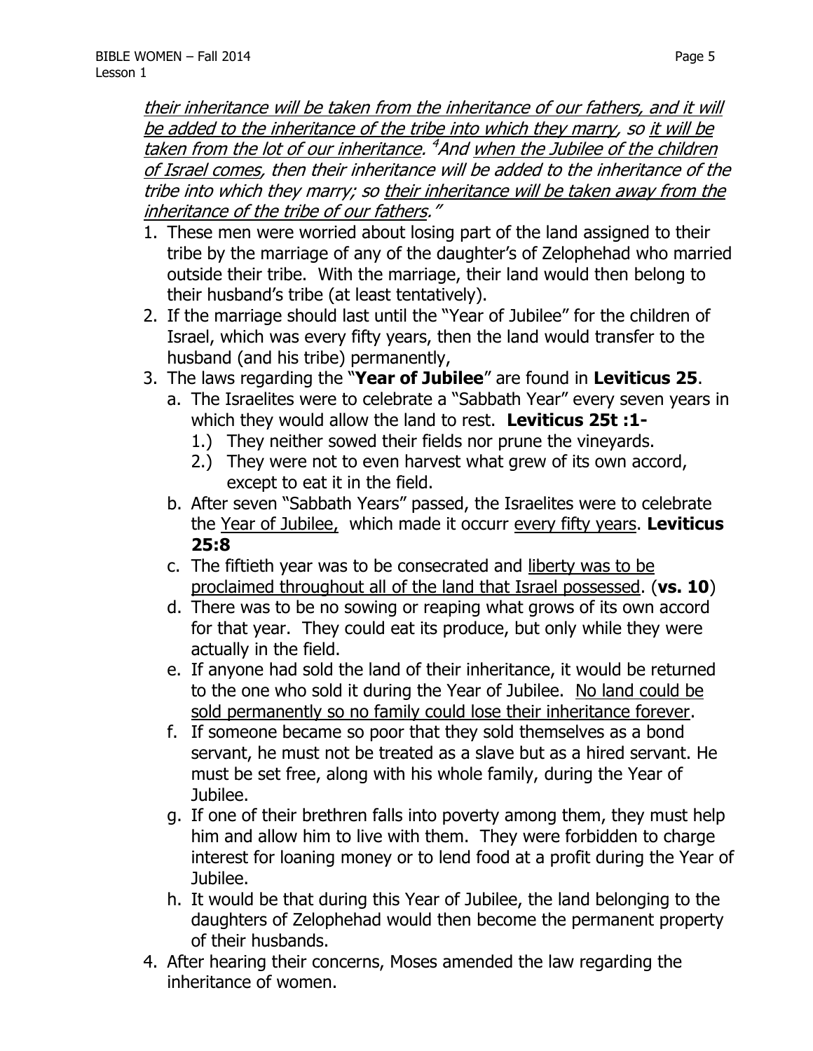*<u>their inheritance will be taken from the inheritance of our fathers, and it will be added to the inheritance of the tribe into which they marry</u>, so <u>it will be taken from the lot of our inheritance</u>. [4]And <u>when the Jubilee of the children of Israel comes</u>, then their inheritance will be added to the inheritance of the tribe into which they marry; so <u>their inheritance will be taken away from the inheritance of the tribe of our fathers</u>."*

1. These men were worried about losing part of the land assigned to their tribe by the marriage of any of the daughter's of Zelophehad who married outside their tribe. With the marriage, their land would then belong to their husband's tribe (at least tentatively).
2. If the marriage should last until the "Year of Jubilee" for the children of Israel, which was every fifty years, then the land would transfer to the husband (and his tribe) permanently,
3. The laws regarding the "**Year of Jubilee**" are found in **Leviticus 25**.
   a. The Israelites were to celebrate a "Sabbath Year" every seven years in which they would allow the land to rest. **Leviticus 25t :1-**
      1.) They neither sowed their fields nor prune the vineyards.
      2.) They were not to even harvest what grew of its own accord, except to eat it in the field.
   b. After seven "Sabbath Years" passed, the Israelites were to celebrate the <u>Year of Jubilee,</u> which made it occurr <u>every fifty years</u>. **Leviticus 25:8**
   c. The fiftieth year was to be consecrated and <u>liberty was to be proclaimed throughout all of the land that Israel possessed</u>. (**vs. 10**)
   d. There was to be no sowing or reaping what grows of its own accord for that year. They could eat its produce, but only while they were actually in the field.
   e. If anyone had sold the land of their inheritance, it would be returned to the one who sold it during the Year of Jubilee. <u>No land could be sold permanently so no family could lose their inheritance forever</u>.
   f. If someone became so poor that they sold themselves as a bond servant, he must not be treated as a slave but as a hired servant. He must be set free, along with his whole family, during the Year of Jubilee.
   g. If one of their brethren falls into poverty among them, they must help him and allow him to live with them. They were forbidden to charge interest for loaning money or to lend food at a profit during the Year of Jubilee.
   h. It would be that during this Year of Jubilee, the land belonging to the daughters of Zelophehad would then become the permanent property of their husbands.
4. After hearing their concerns, Moses amended the law regarding the inheritance of women.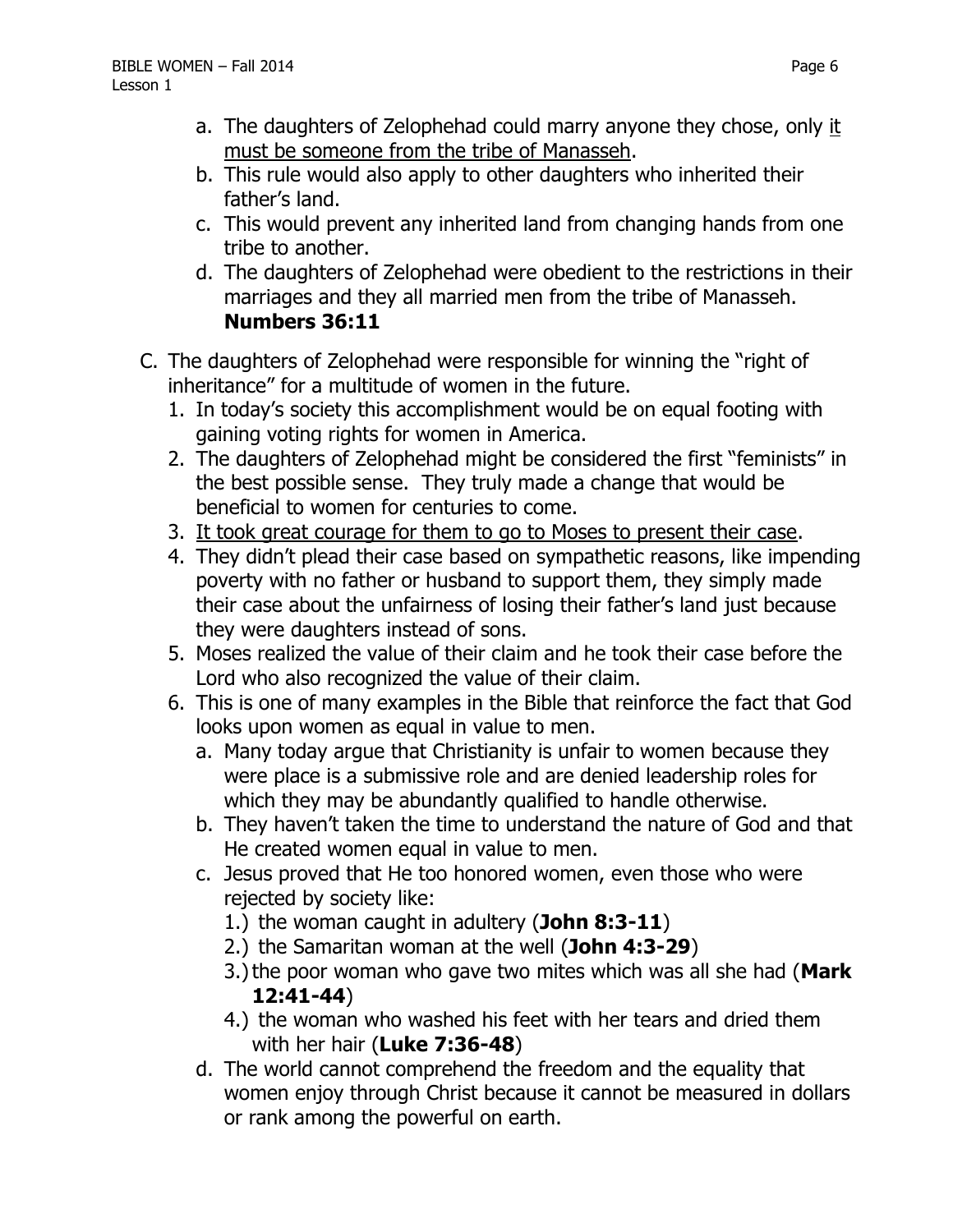a. The daughters of Zelophehad could marry anyone they chose, only <u>it must be someone from the tribe of Manasseh</u>.
b. This rule would also apply to other daughters who inherited their father's land.
c. This would prevent any inherited land from changing hands from one tribe to another.
d. The daughters of Zelophehad were obedient to the restrictions in their marriages and they all married men from the tribe of Manasseh. **Numbers 36:11**

C. The daughters of Zelophehad were responsible for winning the "right of inheritance" for a multitude of women in the future.
   1. In today's society this accomplishment would be on equal footing with gaining voting rights for women in America.
   2. The daughters of Zelophehad might be considered the first "feminists" in the best possible sense. They truly made a change that would be beneficial to women for centuries to come.
   3. <u>It took great courage for them to go to Moses to present their case</u>.
   4. They didn't plead their case based on sympathetic reasons, like impending poverty with no father or husband to support them, they simply made their case about the unfairness of losing their father's land just because they were daughters instead of sons.
   5. Moses realized the value of their claim and he took their case before the Lord who also recognized the value of their claim.
   6. This is one of many examples in the Bible that reinforce the fact that God looks upon women as equal in value to men.
      a. Many today argue that Christianity is unfair to women because they were place is a submissive role and are denied leadership roles for which they may be abundantly qualified to handle otherwise.
      b. They haven't taken the time to understand the nature of God and that He created women equal in value to men.
      c. Jesus proved that He too honored women, even those who were rejected by society like:
         1.) the woman caught in adultery (**John 8:3-11**)
         2.) the Samaritan woman at the well (**John 4:3-29**)
         3.) the poor woman who gave two mites which was all she had (**Mark 12:41-44**)
         4.) the woman who washed his feet with her tears and dried them with her hair (**Luke 7:36-48**)
      d. The world cannot comprehend the freedom and the equality that women enjoy through Christ because it cannot be measured in dollars or rank among the powerful on earth.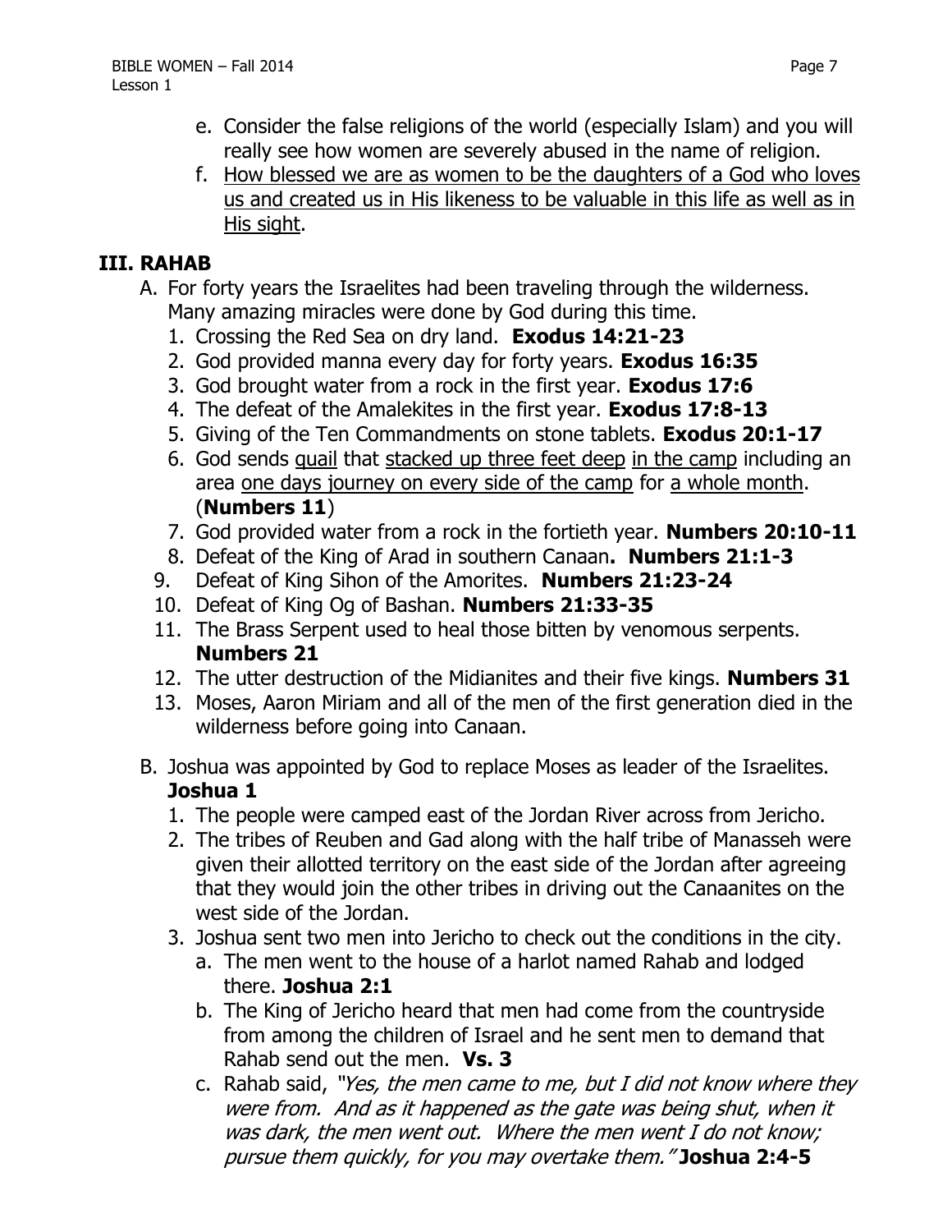e. Consider the false religions of the world (especially Islam) and you will really see how women are severely abused in the name of religion.

f. <u>How blessed we are as women to be the daughters of a God who loves us and created us in His likeness to be valuable in this life as well as in His sight</u>.

## III. RAHAB

A. For forty years the Israelites had been traveling through the wilderness. Many amazing miracles were done by God during this time.

1. Crossing the Red Sea on dry land. **Exodus 14:21-23**
2. God provided manna every day for forty years. **Exodus 16:35**
3. God brought water from a rock in the first year. **Exodus 17:6**
4. The defeat of the Amalekites in the first year. **Exodus 17:8-13**
5. Giving of the Ten Commandments on stone tablets. **Exodus 20:1-17**
6. God sends <u>quail</u> that <u>stacked up three feet deep</u> <u>in the camp</u> including an area <u>one days journey on every side of the camp</u> for <u>a whole month</u>. (**Numbers 11**)
7. God provided water from a rock in the fortieth year. **Numbers 20:10-11**
8. Defeat of the King of Arad in southern Canaan**. Numbers 21:1-3**
9. Defeat of King Sihon of the Amorites. **Numbers 21:23-24**
10. Defeat of King Og of Bashan. **Numbers 21:33-35**
11. The Brass Serpent used to heal those bitten by venomous serpents. **Numbers 21**
12. The utter destruction of the Midianites and their five kings. **Numbers 31**
13. Moses, Aaron Miriam and all of the men of the first generation died in the wilderness before going into Canaan.

B. Joshua was appointed by God to replace Moses as leader of the Israelites. **Joshua 1**

1. The people were camped east of the Jordan River across from Jericho.
2. The tribes of Reuben and Gad along with the half tribe of Manasseh were given their allotted territory on the east side of the Jordan after agreeing that they would join the other tribes in driving out the Canaanites on the west side of the Jordan.
3. Joshua sent two men into Jericho to check out the conditions in the city.
   a. The men went to the house of a harlot named Rahab and lodged there. **Joshua 2:1**
   b. The King of Jericho heard that men had come from the countryside from among the children of Israel and he sent men to demand that Rahab send out the men. **Vs. 3**
   c. Rahab said, *"Yes, the men came to me, but I did not know where they were from. And as it happened as the gate was being shut, when it was dark, the men went out. Where the men went I do not know; pursue them quickly, for you may overtake them."* **Joshua 2:4-5**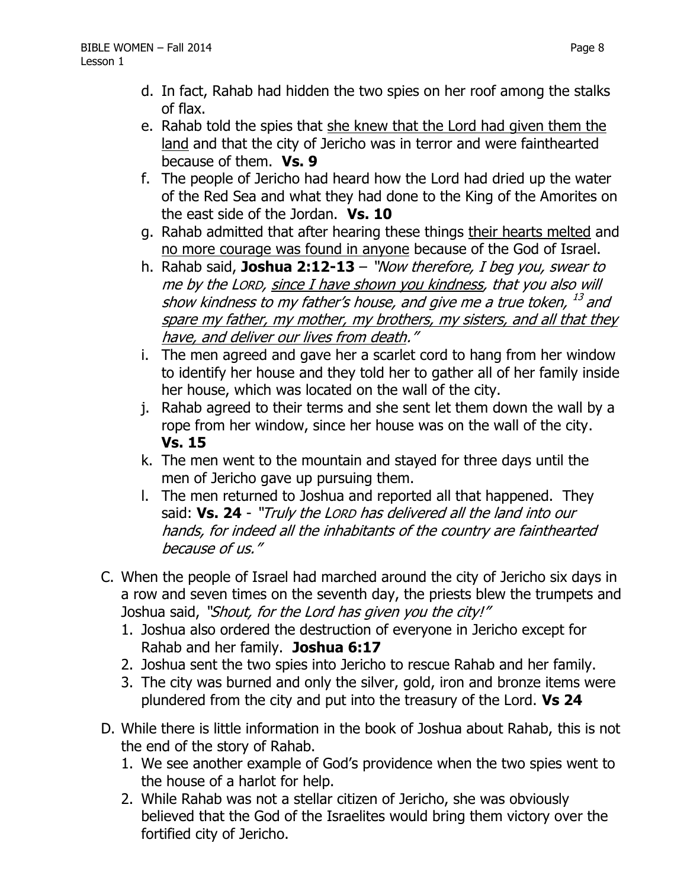d. In fact, Rahab had hidden the two spies on her roof among the stalks of flax.

e. Rahab told the spies that <u>she knew that the Lord had given them the land</u> and that the city of Jericho was in terror and were fainthearted because of them. **Vs. 9**

f. The people of Jericho had heard how the Lord had dried up the water of the Red Sea and what they had done to the King of the Amorites on the east side of the Jordan. **Vs. 10**

g. Rahab admitted that after hearing these things <u>their hearts melted</u> and <u>no more courage was found in anyone</u> because of the God of Israel.

h. Rahab said, **Joshua 2:12-13** – *"Now therefore, I beg you, swear to me by the LORD, <u>since I have shown you kindness</u>, that you also will show kindness to my father's house, and give me a true token,* [13] *and <u>spare my father, my mother, my brothers, my sisters, and all that they have, and deliver our lives from death</u>."*

i. The men agreed and gave her a scarlet cord to hang from her window to identify her house and they told her to gather all of her family inside her house, which was located on the wall of the city.

j. Rahab agreed to their terms and she sent let them down the wall by a rope from her window, since her house was on the wall of the city. **Vs. 15**

k. The men went to the mountain and stayed for three days until the men of Jericho gave up pursuing them.

l. The men returned to Joshua and reported all that happened. They said: **Vs. 24** - *"Truly the LORD has delivered all the land into our hands, for indeed all the inhabitants of the country are fainthearted because of us."*

C. When the people of Israel had marched around the city of Jericho six days in a row and seven times on the seventh day, the priests blew the trumpets and Joshua said, *"Shout, for the Lord has given you the city!"*

1. Joshua also ordered the destruction of everyone in Jericho except for Rahab and her family. **Joshua 6:17**
2. Joshua sent the two spies into Jericho to rescue Rahab and her family.
3. The city was burned and only the silver, gold, iron and bronze items were plundered from the city and put into the treasury of the Lord. **Vs 24**

D. While there is little information in the book of Joshua about Rahab, this is not the end of the story of Rahab.

1. We see another example of God's providence when the two spies went to the house of a harlot for help.
2. While Rahab was not a stellar citizen of Jericho, she was obviously believed that the God of the Israelites would bring them victory over the fortified city of Jericho.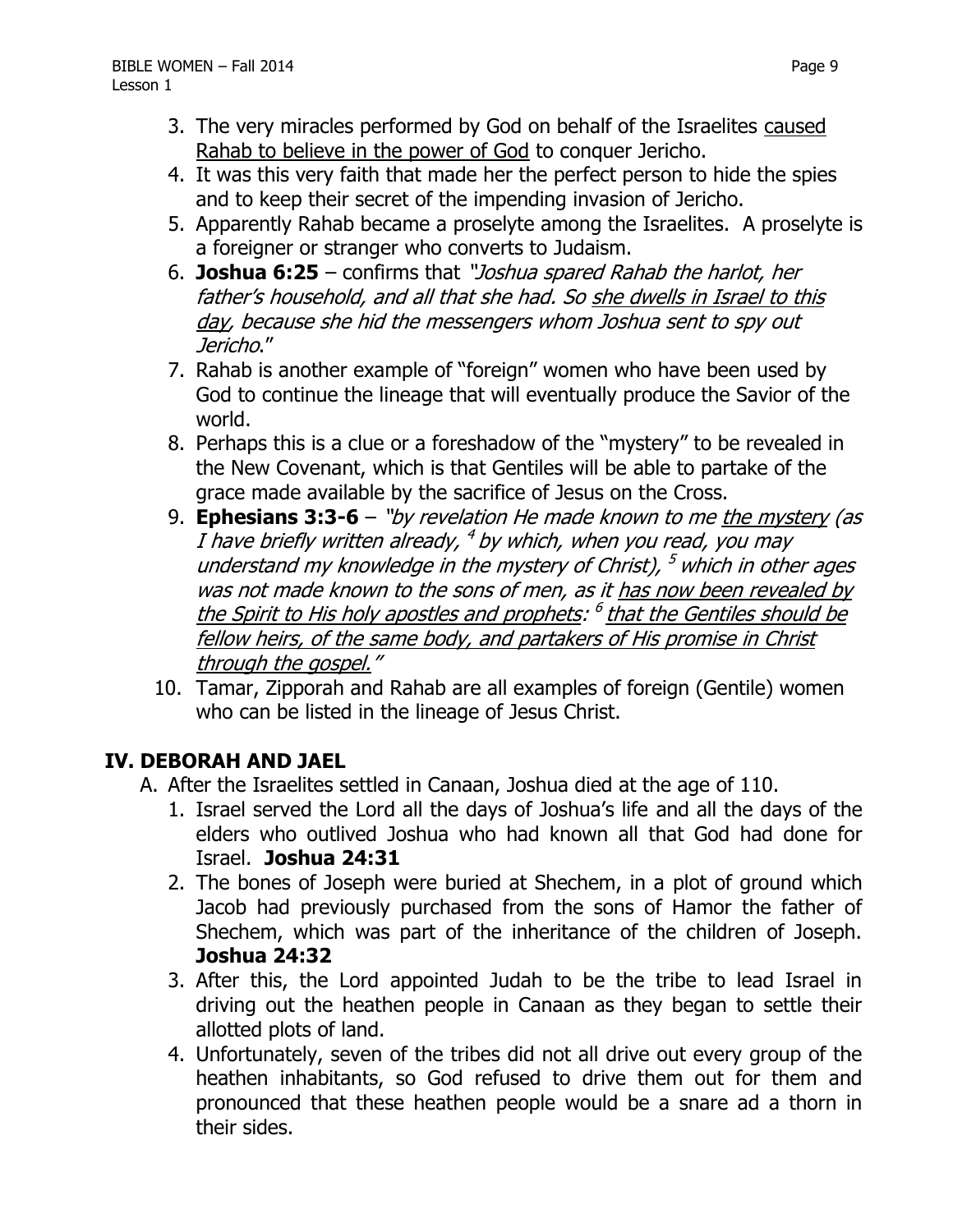3. The very miracles performed by God on behalf of the Israelites <u>caused Rahab to believe in the power of God</u> to conquer Jericho.
4. It was this very faith that made her the perfect person to hide the spies and to keep their secret of the impending invasion of Jericho.
5. Apparently Rahab became a proselyte among the Israelites. A proselyte is a foreigner or stranger who converts to Judaism.
6. **Joshua 6:25** – confirms that *"Joshua spared Rahab the harlot, her father's household, and all that she had. So <u>she dwells in Israel to this day</u>, because she hid the messengers whom Joshua sent to spy out Jericho."*
7. Rahab is another example of "foreign" women who have been used by God to continue the lineage that will eventually produce the Savior of the world.
8. Perhaps this is a clue or a foreshadow of the "mystery" to be revealed in the New Covenant, which is that Gentiles will be able to partake of the grace made available by the sacrifice of Jesus on the Cross.
9. **Ephesians 3:3-6** – *"by revelation He made known to me <u>the mystery</u> (as I have briefly written already, [4] by which, when you read, you may understand my knowledge in the mystery of Christ), [5] which in other ages was not made known to the sons of men, as it <u>has now been revealed by the Spirit to His holy apostles and prophets</u>: [6] <u>that the Gentiles should be fellow heirs, of the same body, and partakers of His promise in Christ through the gospel."</u>*
10. Tamar, Zipporah and Rahab are all examples of foreign (Gentile) women who can be listed in the lineage of Jesus Christ.

## IV. DEBORAH AND JAEL

A. After the Israelites settled in Canaan, Joshua died at the age of 110.

1. Israel served the Lord all the days of Joshua's life and all the days of the elders who outlived Joshua who had known all that God had done for Israel. **Joshua 24:31**
2. The bones of Joseph were buried at Shechem, in a plot of ground which Jacob had previously purchased from the sons of Hamor the father of Shechem, which was part of the inheritance of the children of Joseph. **Joshua 24:32**
3. After this, the Lord appointed Judah to be the tribe to lead Israel in driving out the heathen people in Canaan as they began to settle their allotted plots of land.
4. Unfortunately, seven of the tribes did not all drive out every group of the heathen inhabitants, so God refused to drive them out for them and pronounced that these heathen people would be a snare ad a thorn in their sides.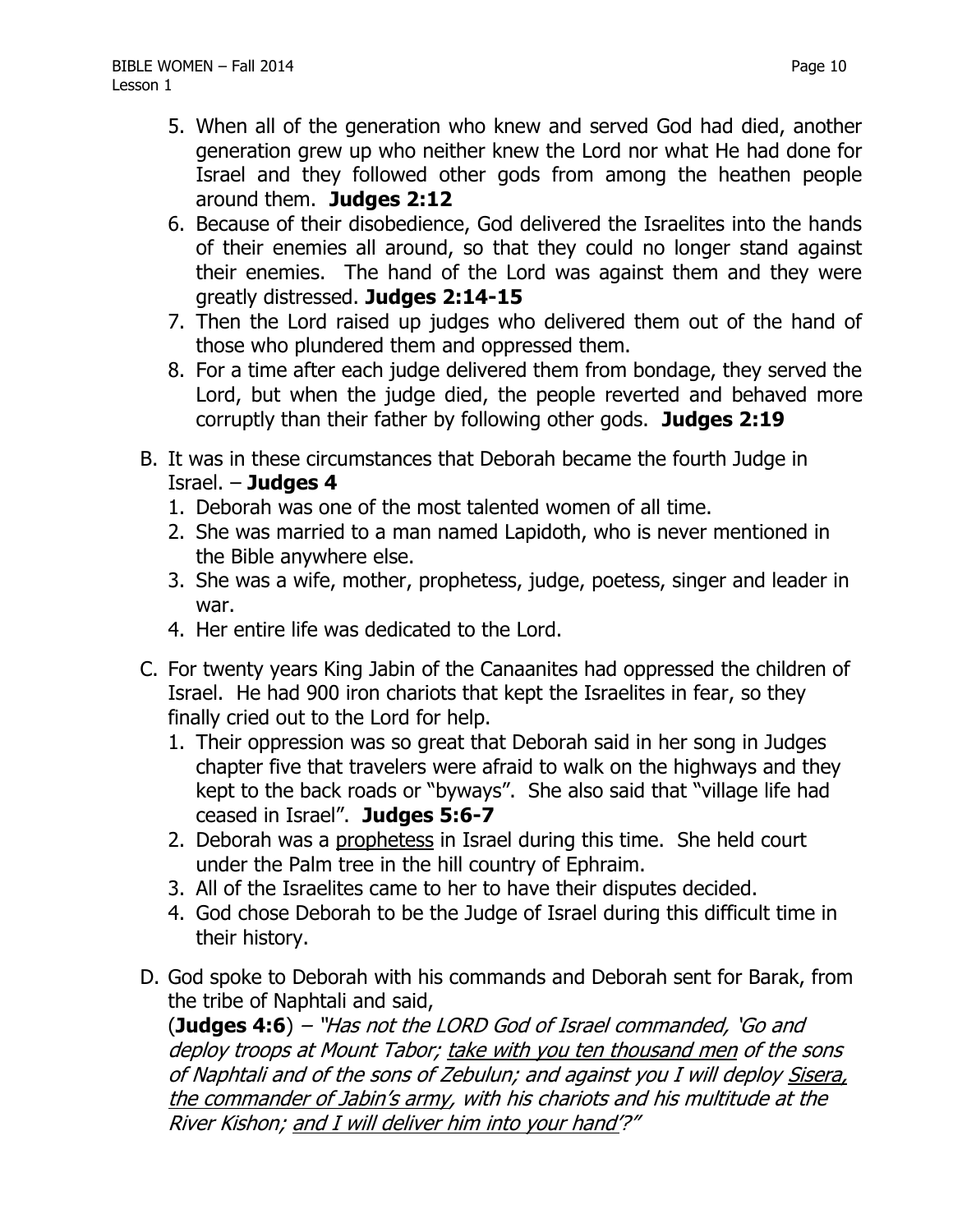5. When all of the generation who knew and served God had died, another generation grew up who neither knew the Lord nor what He had done for Israel and they followed other gods from among the heathen people around them. **Judges 2:12**
6. Because of their disobedience, God delivered the Israelites into the hands of their enemies all around, so that they could no longer stand against their enemies. The hand of the Lord was against them and they were greatly distressed. **Judges 2:14-15**
7. Then the Lord raised up judges who delivered them out of the hand of those who plundered them and oppressed them.
8. For a time after each judge delivered them from bondage, they served the Lord, but when the judge died, the people reverted and behaved more corruptly than their father by following other gods. **Judges 2:19**

B. It was in these circumstances that Deborah became the fourth Judge in Israel. – **Judges 4**
   1. Deborah was one of the most talented women of all time.
   2. She was married to a man named Lapidoth, who is never mentioned in the Bible anywhere else.
   3. She was a wife, mother, prophetess, judge, poetess, singer and leader in war.
   4. Her entire life was dedicated to the Lord.

C. For twenty years King Jabin of the Canaanites had oppressed the children of Israel. He had 900 iron chariots that kept the Israelites in fear, so they finally cried out to the Lord for help.
   1. Their oppression was so great that Deborah said in her song in Judges chapter five that travelers were afraid to walk on the highways and they kept to the back roads or "byways". She also said that "village life had ceased in Israel". **Judges 5:6-7**
   2. Deborah was a <u>prophetess</u> in Israel during this time. She held court under the Palm tree in the hill country of Ephraim.
   3. All of the Israelites came to her to have their disputes decided.
   4. God chose Deborah to be the Judge of Israel during this difficult time in their history.

D. God spoke to Deborah with his commands and Deborah sent for Barak, from the tribe of Naphtali and said,
   (**Judges 4:6**) – *"Has not the LORD God of Israel commanded, 'Go and deploy troops at Mount Tabor; <u>take with you ten thousand men</u> of the sons of Naphtali and of the sons of Zebulun; and against you I will deploy <u>Sisera, the commander of Jabin's army</u>, with his chariots and his multitude at the River Kishon; <u>and I will deliver him into your hand</u>'?"*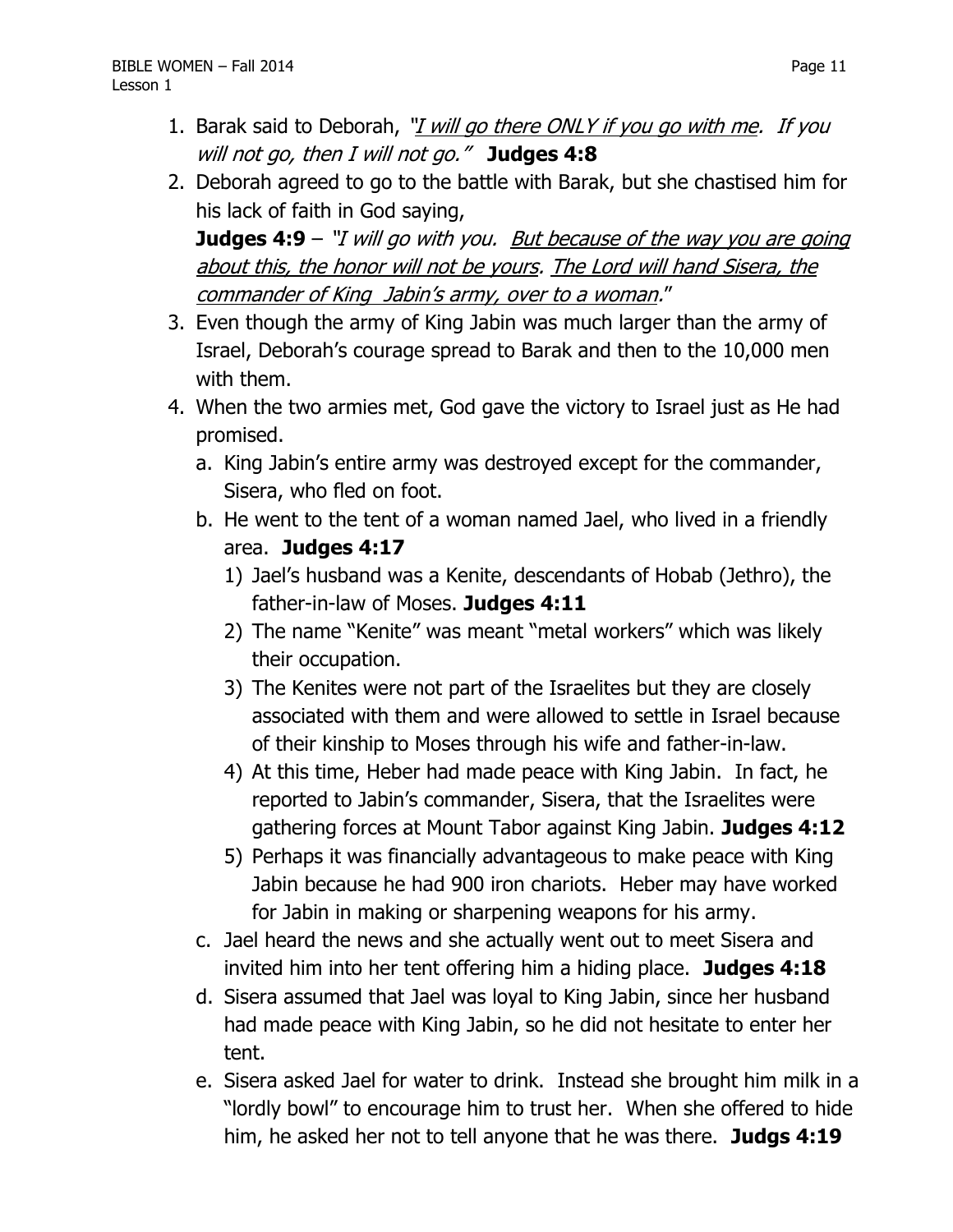1. Barak said to Deborah, *"I will go there ONLY if you go with me. If you will not go, then I will not go."* **Judges 4:8**
2. Deborah agreed to go to the battle with Barak, but she chastised him for his lack of faith in God saying,
   **Judges 4:9** – *"I will go with you. But because of the way you are going about this, the honor will not be yours. The Lord will hand Sisera, the commander of King Jabin's army, over to a woman."*
3. Even though the army of King Jabin was much larger than the army of Israel, Deborah's courage spread to Barak and then to the 10,000 men with them.
4. When the two armies met, God gave the victory to Israel just as He had promised.
   a. King Jabin's entire army was destroyed except for the commander, Sisera, who fled on foot.
   b. He went to the tent of a woman named Jael, who lived in a friendly area. **Judges 4:17**
      1) Jael's husband was a Kenite, descendants of Hobab (Jethro), the father-in-law of Moses. **Judges 4:11**
      2) The name "Kenite" was meant "metal workers" which was likely their occupation.
      3) The Kenites were not part of the Israelites but they are closely associated with them and were allowed to settle in Israel because of their kinship to Moses through his wife and father-in-law.
      4) At this time, Heber had made peace with King Jabin. In fact, he reported to Jabin's commander, Sisera, that the Israelites were gathering forces at Mount Tabor against King Jabin. **Judges 4:12**
      5) Perhaps it was financially advantageous to make peace with King Jabin because he had 900 iron chariots. Heber may have worked for Jabin in making or sharpening weapons for his army.
   c. Jael heard the news and she actually went out to meet Sisera and invited him into her tent offering him a hiding place. **Judges 4:18**
   d. Sisera assumed that Jael was loyal to King Jabin, since her husband had made peace with King Jabin, so he did not hesitate to enter her tent.
   e. Sisera asked Jael for water to drink. Instead she brought him milk in a "lordly bowl" to encourage him to trust her. When she offered to hide him, he asked her not to tell anyone that he was there. **Judgs 4:19**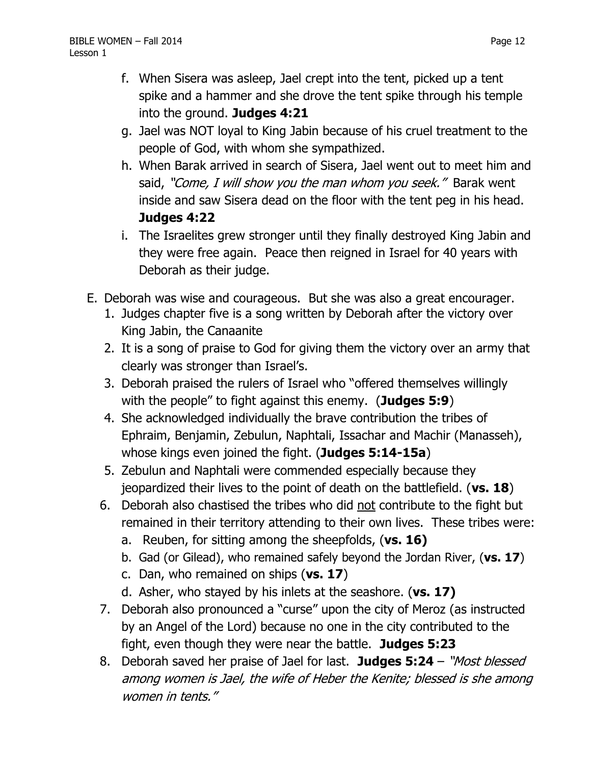f. When Sisera was asleep, Jael crept into the tent, picked up a tent spike and a hammer and she drove the tent spike through his temple into the ground. **Judges 4:21**

g. Jael was NOT loyal to King Jabin because of his cruel treatment to the people of God, with whom she sympathized.

h. When Barak arrived in search of Sisera, Jael went out to meet him and said, *"Come, I will show you the man whom you seek."* Barak went inside and saw Sisera dead on the floor with the tent peg in his head. **Judges 4:22**

i. The Israelites grew stronger until they finally destroyed King Jabin and they were free again. Peace then reigned in Israel for 40 years with Deborah as their judge.

E. Deborah was wise and courageous. But she was also a great encourager.

1. Judges chapter five is a song written by Deborah after the victory over King Jabin, the Canaanite
2. It is a song of praise to God for giving them the victory over an army that clearly was stronger than Israel's.
3. Deborah praised the rulers of Israel who "offered themselves willingly with the people" to fight against this enemy. (**Judges 5:9**)
4. She acknowledged individually the brave contribution the tribes of Ephraim, Benjamin, Zebulun, Naphtali, Issachar and Machir (Manasseh), whose kings even joined the fight. (**Judges 5:14-15a**)
5. Zebulun and Naphtali were commended especially because they jeopardized their lives to the point of death on the battlefield. (**vs. 18**)
6. Deborah also chastised the tribes who did <u>not</u> contribute to the fight but remained in their territory attending to their own lives. These tribes were:
   a. Reuben, for sitting among the sheepfolds, (**vs. 16)**
   b. Gad (or Gilead), who remained safely beyond the Jordan River, (**vs. 17**)
   c. Dan, who remained on ships (**vs. 17**)
   d. Asher, who stayed by his inlets at the seashore. (**vs. 17)**
7. Deborah also pronounced a "curse" upon the city of Meroz (as instructed by an Angel of the Lord) because no one in the city contributed to the fight, even though they were near the battle. **Judges 5:23**
8. Deborah saved her praise of Jael for last. **Judges 5:24** – *"Most blessed among women is Jael, the wife of Heber the Kenite; blessed is she among women in tents."*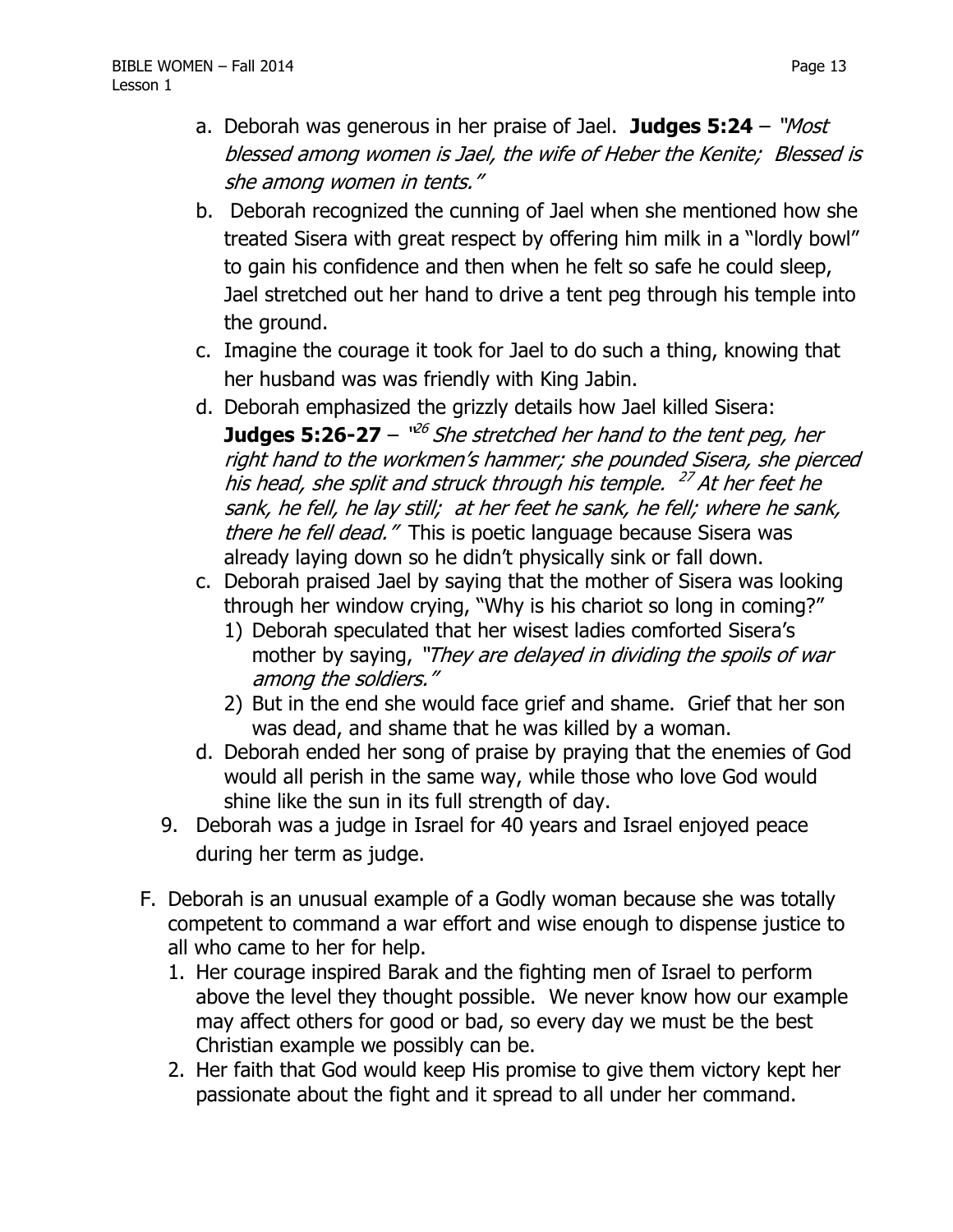a. Deborah was generous in her praise of Jael. **Judges 5:24** – *"Most blessed among women is Jael, the wife of Heber the Kenite; Blessed is she among women in tents."*

b. Deborah recognized the cunning of Jael when she mentioned how she treated Sisera with great respect by offering him milk in a "lordly bowl" to gain his confidence and then when he felt so safe he could sleep, Jael stretched out her hand to drive a tent peg through his temple into the ground.

c. Imagine the courage it took for Jael to do such a thing, knowing that her husband was was friendly with King Jabin.

d. Deborah emphasized the grizzly details how Jael killed Sisera: **Judges 5:26-27** – *"[26] She stretched her hand to the tent peg, her right hand to the workmen's hammer; she pounded Sisera, she pierced his head, she split and struck through his temple. [27] At her feet he sank, he fell, he lay still; at her feet he sank, he fell; where he sank, there he fell dead."* This is poetic language because Sisera was already laying down so he didn't physically sink or fall down.

c. Deborah praised Jael by saying that the mother of Sisera was looking through her window crying, "Why is his chariot so long in coming?"
   1) Deborah speculated that her wisest ladies comforted Sisera's mother by saying, *"They are delayed in dividing the spoils of war among the soldiers."*
   2) But in the end she would face grief and shame. Grief that her son was dead, and shame that he was killed by a woman.

d. Deborah ended her song of praise by praying that the enemies of God would all perish in the same way, while those who love God would shine like the sun in its full strength of day.

9. Deborah was a judge in Israel for 40 years and Israel enjoyed peace during her term as judge.

F. Deborah is an unusual example of a Godly woman because she was totally competent to command a war effort and wise enough to dispense justice to all who came to her for help.
   1. Her courage inspired Barak and the fighting men of Israel to perform above the level they thought possible. We never know how our example may affect others for good or bad, so every day we must be the best Christian example we possibly can be.
   2. Her faith that God would keep His promise to give them victory kept her passionate about the fight and it spread to all under her command.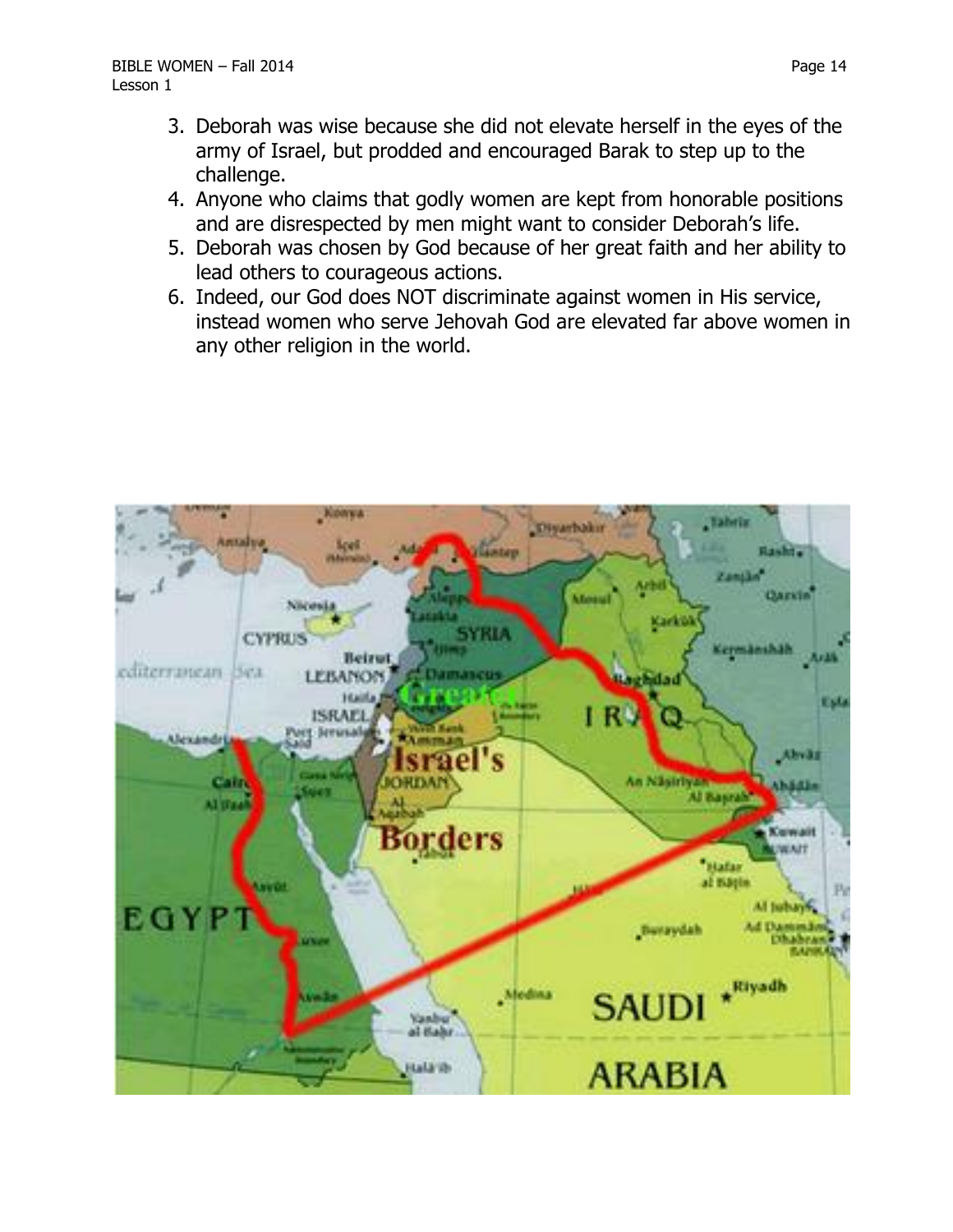3. Deborah was wise because she did not elevate herself in the eyes of the army of Israel, but prodded and encouraged Barak to step up to the challenge.
4. Anyone who claims that godly women are kept from honorable positions and are disrespected by men might want to consider Deborah's life.
5. Deborah was chosen by God because of her great faith and her ability to lead others to courageous actions.
6. Indeed, our God does NOT discriminate against women in His service, instead women who serve Jehovah God are elevated far above women in any other religion in the world.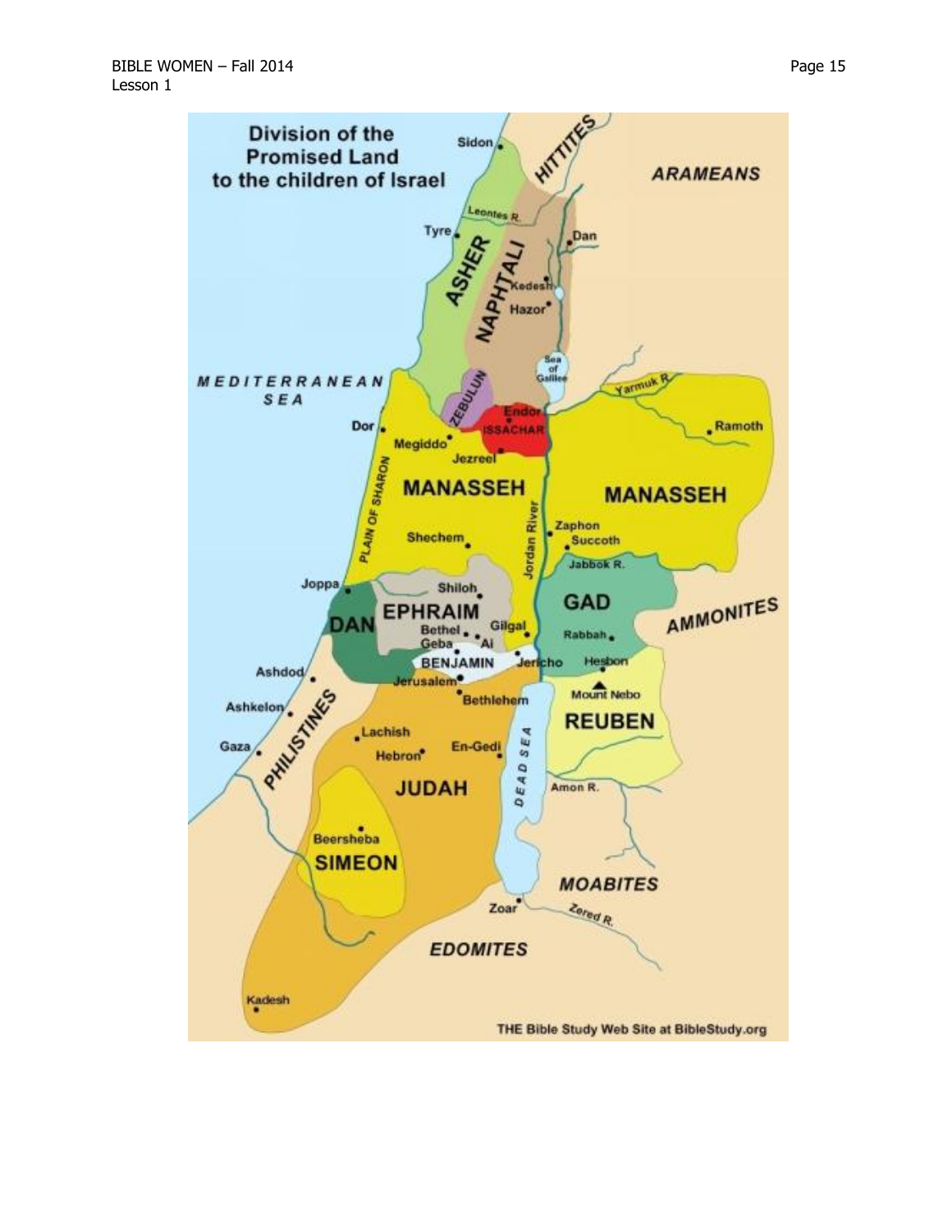Division of the Promised Land to the children of Israel

Sidon
HITTITES
ARAMEANS
Leontes R.
Tyre
ASHER
NAPHTALI
Dan
Kedesh
Hazor
Sea of Galilee
MEDITERRANEAN SEA
Yarmuk R.
ZEBULUN
Endor
ISSACHAR
Dor
Megiddo
Jezreel
Ramoth
PLAIN OF SHARON
MANASSEH
MANASSEH
Jordan River
Zaphon
Succoth
Shechem
Jabbok R.
Joppa
Shiloh
DAN
EPHRAIM
GAD
AMMONITES
Bethel
Gilgal
Geba
Ai
Rabbah
BENJAMIN
Jericho
Hesbon
Ashdod
Jerusalem
Mount Nebo
Ashkelon
Bethlehem
PHILISTINES
REUBEN
Lachish
Gaza
Hebron
En-Gedi
DEAD SEA
JUDAH
Amon R.
Beersheba
SIMEON
MOABITES
Zoar
Zered R.
EDOMITES
Kadesh

THE Bible Study Web Site at BibleStudy.org